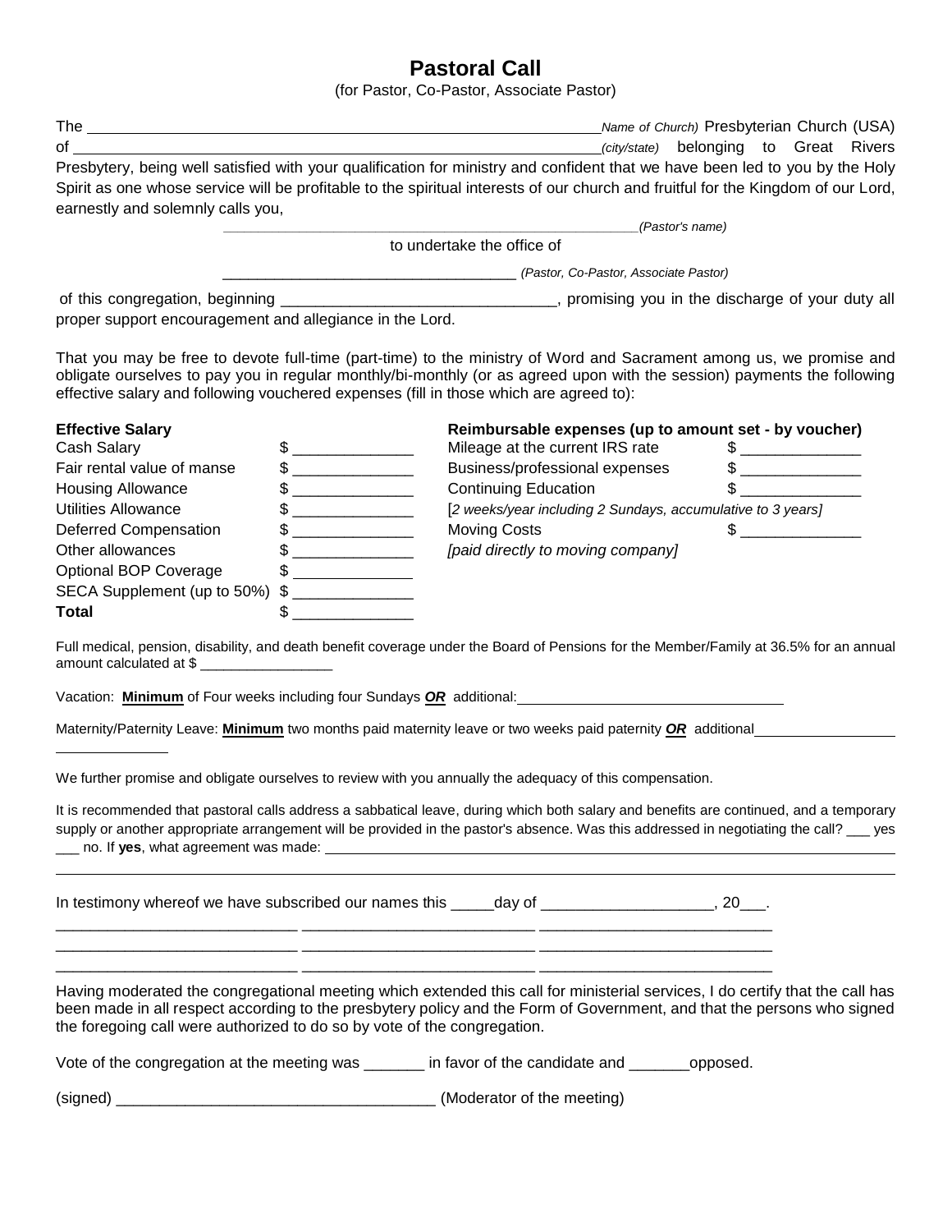# Pastoral Call

(for Pastor, Co-Pastor, Associate Pastor)

The ____________________________________________________________ *Name of Church)* Presbyterian Church (USA) of ____________________________________________________________ *(city/state)* belonging to Great Rivers Presbytery, being well satisfied with your qualification for ministry and confident that we have been led to you by the Holy Spirit as one whose service will be profitable to the spiritual interests of our church and fruitful for the Kingdom of our Lord, earnestly and solemnly calls you,

____________________________________________________ *(Pastor's name)*

to undertake the office of

____________________________________ *(Pastor, Co-Pastor, Associate Pastor)*

of this congregation, beginning ________________________________, promising you in the discharge of your duty all proper support encouragement and allegiance in the Lord.

That you may be free to devote full-time (part-time) to the ministry of Word and Sacrament among us, we promise and obligate ourselves to pay you in regular monthly/bi-monthly (or as agreed upon with the session) payments the following effective salary and following vouchered expenses (fill in those which are agreed to):

| **Effective Salary** | | **Reimbursable expenses (up to amount set - by voucher)** | |
|---|---|---|---|
| Cash Salary | $ ______________ | Mileage at the current IRS rate | $ ______________ |
| Fair rental value of manse | $ ______________ | Business/professional expenses | $ ______________ |
| Housing Allowance | $ ______________ | Continuing Education | $ ______________ |
| Utilities Allowance | $ ______________ | *[2 weeks/year including 2 Sundays, accumulative to 3 years]* | |
| Deferred Compensation | $ ______________ | Moving Costs | $ ______________ |
| Other allowances | $ ______________ | *[paid directly to moving company]* | |
| Optional BOP Coverage | $ ______________ | | |
| SECA Supplement (up to 50%) | $ ______________ | | |
| **Total** | $ ______________ | | |

Full medical, pension, disability, and death benefit coverage under the Board of Pensions for the Member/Family at 36.5% for an annual amount calculated at $ _________________

Vacation: **Minimum** of Four weeks including four Sundays ***OR*** additional: ____________________________________

Maternity/Paternity Leave: **Minimum** two months paid maternity leave or two weeks paid paternity ***OR*** additional ____________________________

We further promise and obligate ourselves to review with you annually the adequacy of this compensation.

It is recommended that pastoral calls address a sabbatical leave, during which both salary and benefits are continued, and a temporary supply or another appropriate arrangement will be provided in the pastor's absence. Was this addressed in negotiating the call? ___ yes ___ no. If **yes**, what agreement was made: ____________________________________________________________

____________________________________________________________________________________________

In testimony whereof we have subscribed our names this _____day of ____________________, 20___.

____________________________ ___________________________ ___________________________
____________________________ ___________________________ ___________________________
____________________________ ___________________________ ___________________________

Having moderated the congregational meeting which extended this call for ministerial services, I do certify that the call has been made in all respect according to the presbytery policy and the Form of Government, and that the persons who signed the foregoing call were authorized to do so by vote of the congregation.

Vote of the congregation at the meeting was _______ in favor of the candidate and _______opposed.

(signed) ______________________________________ (Moderator of the meeting)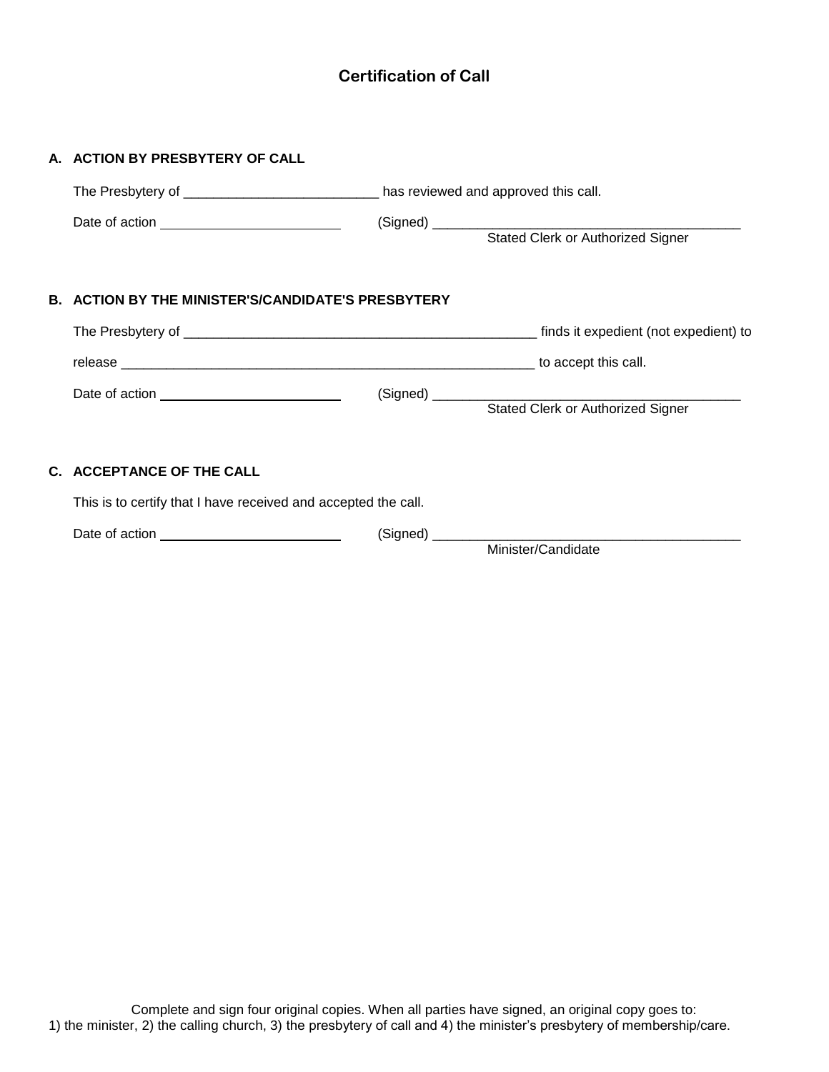# Certification of Call

## A. ACTION BY PRESBYTERY OF CALL

The Presbytery of __________________________ has reviewed and approved this call.

Date of action ________________________ (Signed) __________________________________________
Stated Clerk or Authorized Signer

## B. ACTION BY THE MINISTER'S/CANDIDATE'S PRESBYTERY

The Presbytery of __________________________________________________ finds it expedient (not expedient) to

release _________________________________________________________ to accept this call.

Date of action ________________________ (Signed) __________________________________________
Stated Clerk or Authorized Signer

## C. ACCEPTANCE OF THE CALL

This is to certify that I have received and accepted the call.

Date of action ________________________ (Signed) __________________________________________
Minister/Candidate

Complete and sign four original copies. When all parties have signed, an original copy goes to:
1) the minister, 2) the calling church, 3) the presbytery of call and 4) the minister's presbytery of membership/care.